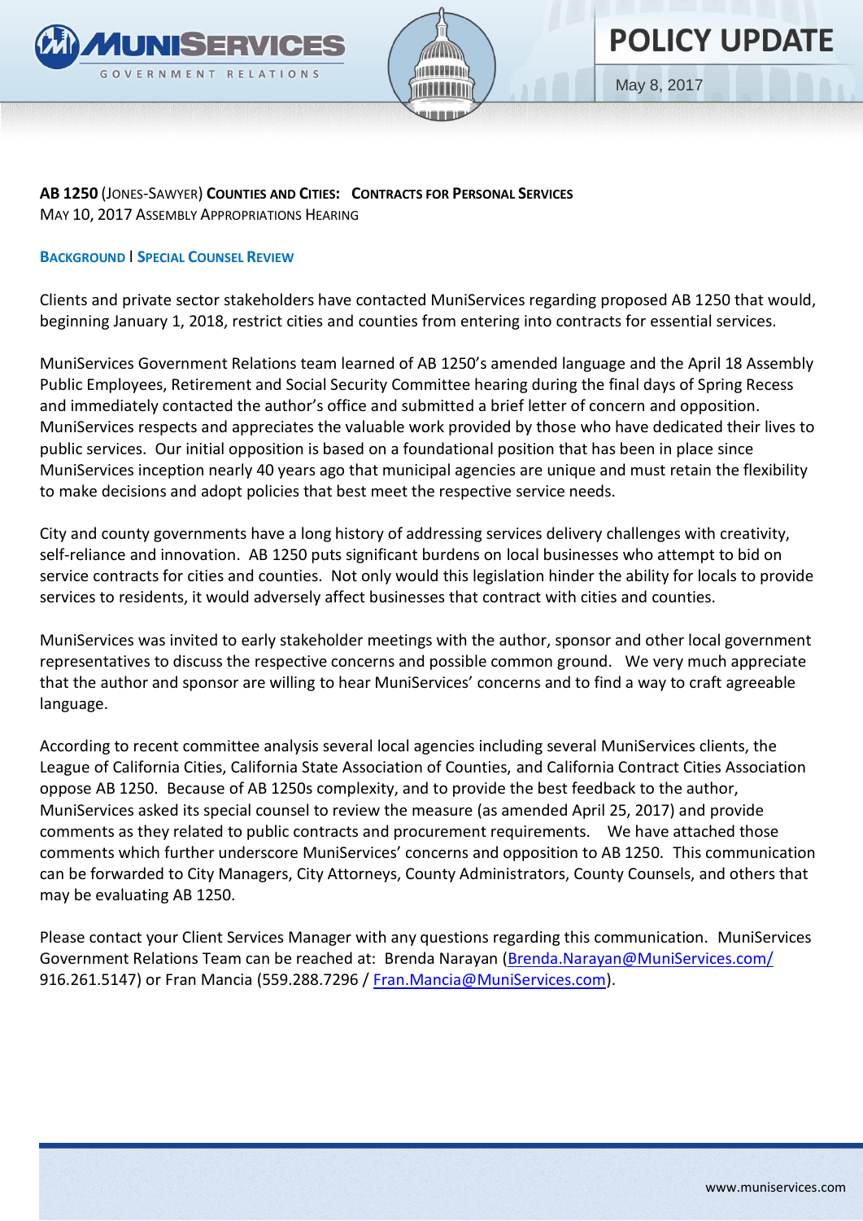# POLICY UPDATE

May 8, 2017

**AB 1250** (Jones-Sawyer) **Counties and Cities: Contracts for Personal Services**
May 10, 2017 Assembly Appropriations Hearing

**Background** | **Special Counsel Review**

Clients and private sector stakeholders have contacted MuniServices regarding proposed AB 1250 that would, beginning January 1, 2018, restrict cities and counties from entering into contracts for essential services.

MuniServices Government Relations team learned of AB 1250's amended language and the April 18 Assembly Public Employees, Retirement and Social Security Committee hearing during the final days of Spring Recess and immediately contacted the author's office and submitted a brief letter of concern and opposition. MuniServices respects and appreciates the valuable work provided by those who have dedicated their lives to public services. Our initial opposition is based on a foundational position that has been in place since MuniServices inception nearly 40 years ago that municipal agencies are unique and must retain the flexibility to make decisions and adopt policies that best meet the respective service needs.

City and county governments have a long history of addressing services delivery challenges with creativity, self-reliance and innovation. AB 1250 puts significant burdens on local businesses who attempt to bid on service contracts for cities and counties. Not only would this legislation hinder the ability for locals to provide services to residents, it would adversely affect businesses that contract with cities and counties.

MuniServices was invited to early stakeholder meetings with the author, sponsor and other local government representatives to discuss the respective concerns and possible common ground. We very much appreciate that the author and sponsor are willing to hear MuniServices' concerns and to find a way to craft agreeable language.

According to recent committee analysis several local agencies including several MuniServices clients, the League of California Cities, California State Association of Counties, and California Contract Cities Association oppose AB 1250. Because of AB 1250s complexity, and to provide the best feedback to the author, MuniServices asked its special counsel to review the measure (as amended April 25, 2017) and provide comments as they related to public contracts and procurement requirements. We have attached those comments which further underscore MuniServices' concerns and opposition to AB 1250. This communication can be forwarded to City Managers, City Attorneys, County Administrators, County Counsels, and others that may be evaluating AB 1250.

Please contact your Client Services Manager with any questions regarding this communication. MuniServices Government Relations Team can be reached at: Brenda Narayan (Brenda.Narayan@MuniServices.com/ 916.261.5147) or Fran Mancia (559.288.7296 / Fran.Mancia@MuniServices.com).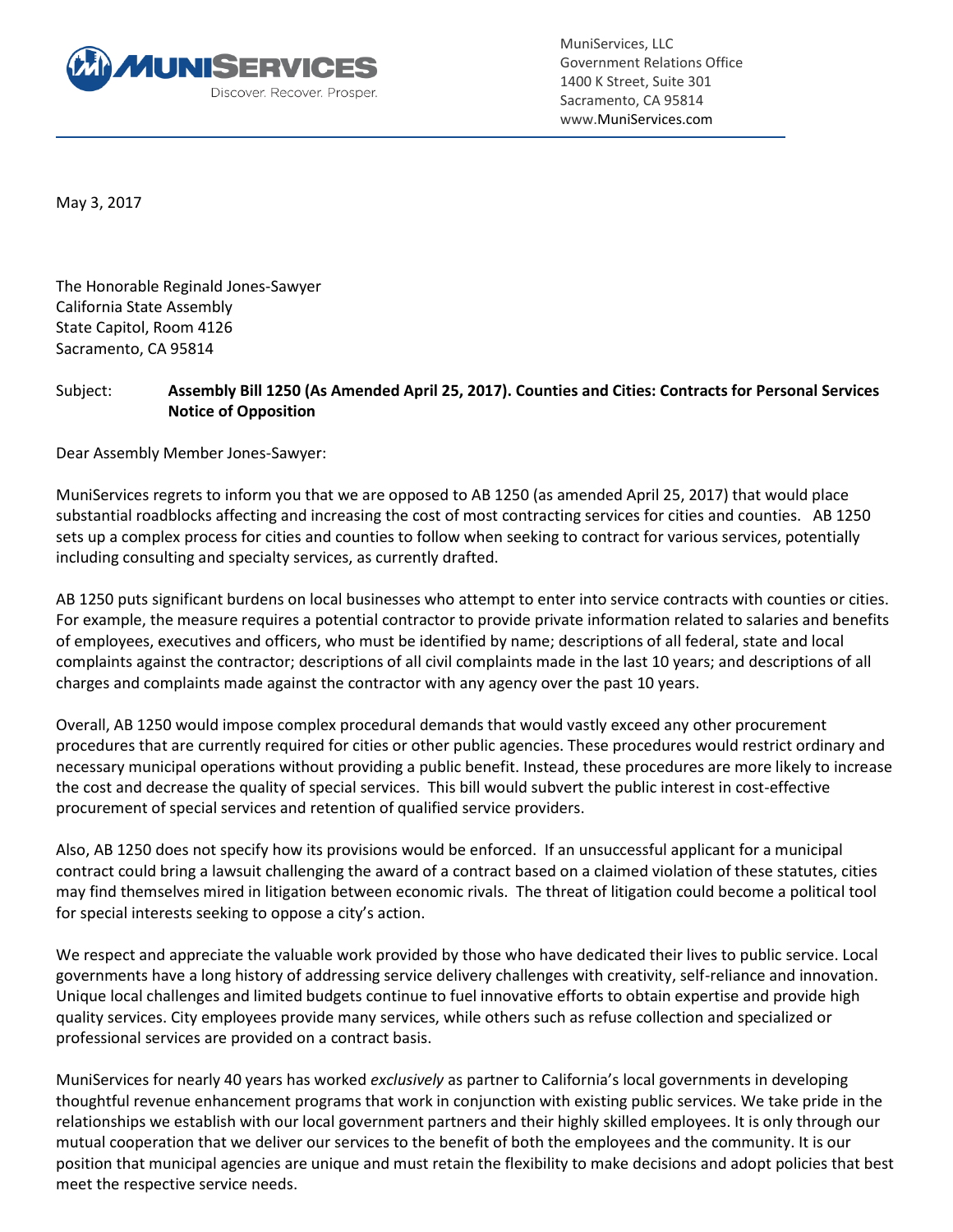MuniServices, LLC
Government Relations Office
1400 K Street, Suite 301
Sacramento, CA 95814
www.MuniServices.com

May 3, 2017

The Honorable Reginald Jones-Sawyer
California State Assembly
State Capitol, Room 4126
Sacramento, CA 95814

Subject: **Assembly Bill 1250 (As Amended April 25, 2017). Counties and Cities: Contracts for Personal Services Notice of Opposition**

Dear Assembly Member Jones-Sawyer:

MuniServices regrets to inform you that we are opposed to AB 1250 (as amended April 25, 2017) that would place substantial roadblocks affecting and increasing the cost of most contracting services for cities and counties. AB 1250 sets up a complex process for cities and counties to follow when seeking to contract for various services, potentially including consulting and specialty services, as currently drafted.

AB 1250 puts significant burdens on local businesses who attempt to enter into service contracts with counties or cities. For example, the measure requires a potential contractor to provide private information related to salaries and benefits of employees, executives and officers, who must be identified by name; descriptions of all federal, state and local complaints against the contractor; descriptions of all civil complaints made in the last 10 years; and descriptions of all charges and complaints made against the contractor with any agency over the past 10 years.

Overall, AB 1250 would impose complex procedural demands that would vastly exceed any other procurement procedures that are currently required for cities or other public agencies. These procedures would restrict ordinary and necessary municipal operations without providing a public benefit. Instead, these procedures are more likely to increase the cost and decrease the quality of special services. This bill would subvert the public interest in cost-effective procurement of special services and retention of qualified service providers.

Also, AB 1250 does not specify how its provisions would be enforced. If an unsuccessful applicant for a municipal contract could bring a lawsuit challenging the award of a contract based on a claimed violation of these statutes, cities may find themselves mired in litigation between economic rivals. The threat of litigation could become a political tool for special interests seeking to oppose a city's action.

We respect and appreciate the valuable work provided by those who have dedicated their lives to public service. Local governments have a long history of addressing service delivery challenges with creativity, self-reliance and innovation. Unique local challenges and limited budgets continue to fuel innovative efforts to obtain expertise and provide high quality services. City employees provide many services, while others such as refuse collection and specialized or professional services are provided on a contract basis.

MuniServices for nearly 40 years has worked *exclusively* as partner to California's local governments in developing thoughtful revenue enhancement programs that work in conjunction with existing public services. We take pride in the relationships we establish with our local government partners and their highly skilled employees. It is only through our mutual cooperation that we deliver our services to the benefit of both the employees and the community. It is our position that municipal agencies are unique and must retain the flexibility to make decisions and adopt policies that best meet the respective service needs.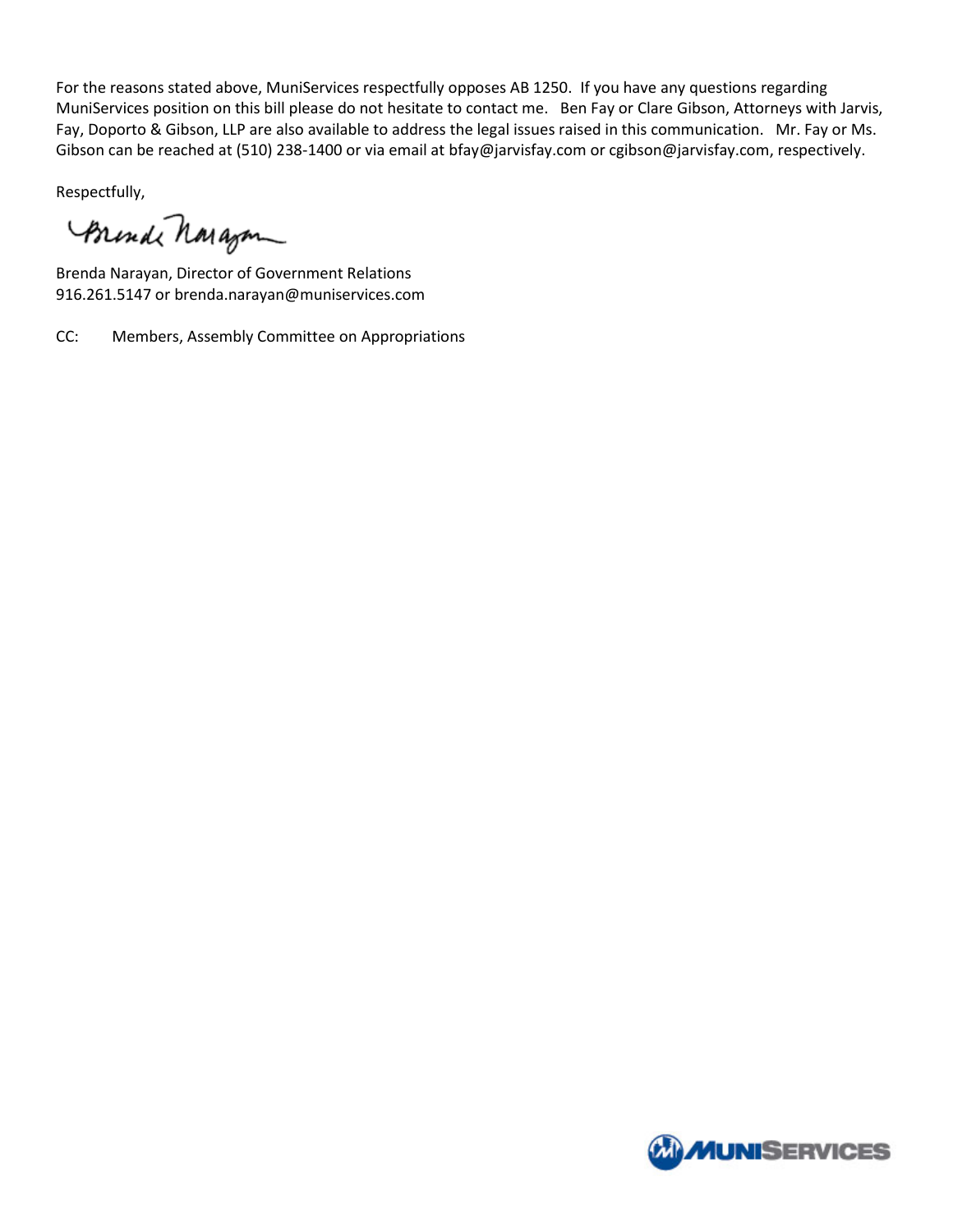For the reasons stated above, MuniServices respectfully opposes AB 1250. If you have any questions regarding MuniServices position on this bill please do not hesitate to contact me. Ben Fay or Clare Gibson, Attorneys with Jarvis, Fay, Doporto & Gibson, LLP are also available to address the legal issues raised in this communication. Mr. Fay or Ms. Gibson can be reached at (510) 238-1400 or via email at bfay@jarvisfay.com or cgibson@jarvisfay.com, respectively.

Respectfully,

Brenda Narayan, Director of Government Relations
916.261.5147 or brenda.narayan@muniservices.com

CC: Members, Assembly Committee on Appropriations

MUNISERVICES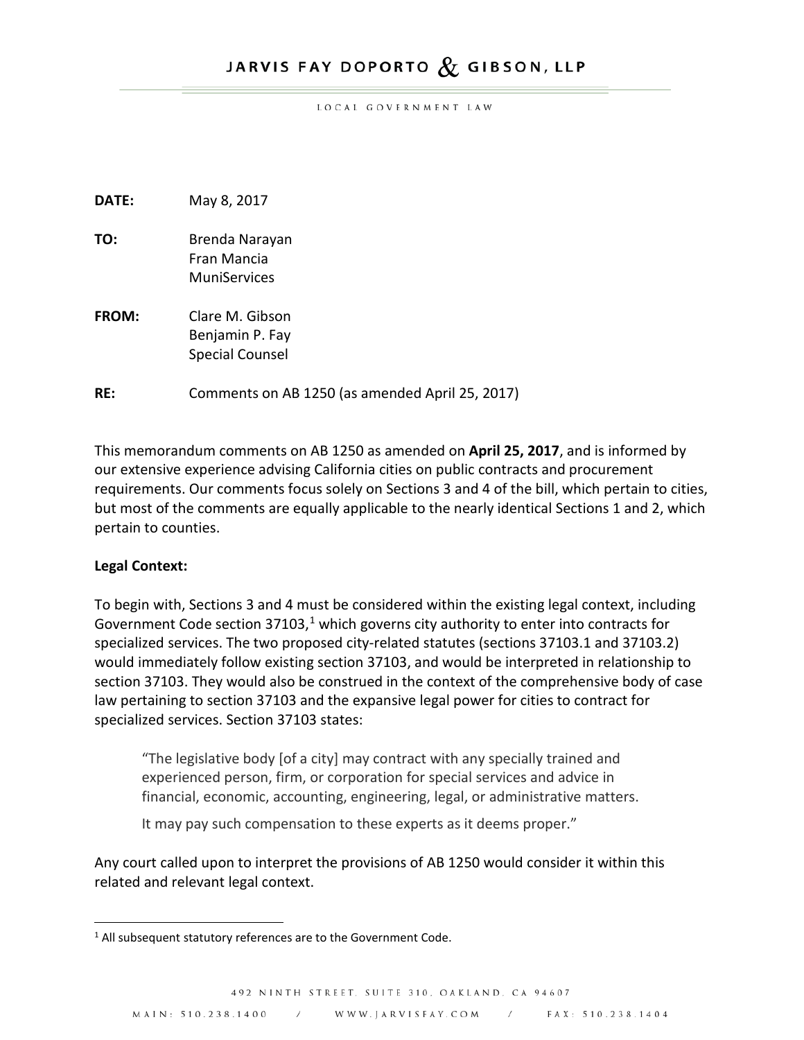JARVIS FAY DOPORTO & GIBSON, LLP

LOCAL GOVERNMENT LAW

**DATE:** May 8, 2017

**TO:** Brenda Narayan
Fran Mancia
MuniServices

**FROM:** Clare M. Gibson
Benjamin P. Fay
Special Counsel

**RE:** Comments on AB 1250 (as amended April 25, 2017)

This memorandum comments on AB 1250 as amended on **April 25, 2017**, and is informed by our extensive experience advising California cities on public contracts and procurement requirements. Our comments focus solely on Sections 3 and 4 of the bill, which pertain to cities, but most of the comments are equally applicable to the nearly identical Sections 1 and 2, which pertain to counties.

**Legal Context:**

To begin with, Sections 3 and 4 must be considered within the existing legal context, including Government Code section 37103,[1] which governs city authority to enter into contracts for specialized services. The two proposed city-related statutes (sections 37103.1 and 37103.2) would immediately follow existing section 37103, and would be interpreted in relationship to section 37103. They would also be construed in the context of the comprehensive body of case law pertaining to section 37103 and the expansive legal power for cities to contract for specialized services. Section 37103 states:

> "The legislative body [of a city] may contract with any specially trained and experienced person, firm, or corporation for special services and advice in financial, economic, accounting, engineering, legal, or administrative matters.
>
> It may pay such compensation to these experts as it deems proper."

Any court called upon to interpret the provisions of AB 1250 would consider it within this related and relevant legal context.

[1] All subsequent statutory references are to the Government Code.

492 NINTH STREET, SUITE 310, OAKLAND, CA 94607

MAIN: 510.238.1400 / WWW.JARVISFAY.COM / FAX: 510.238.1404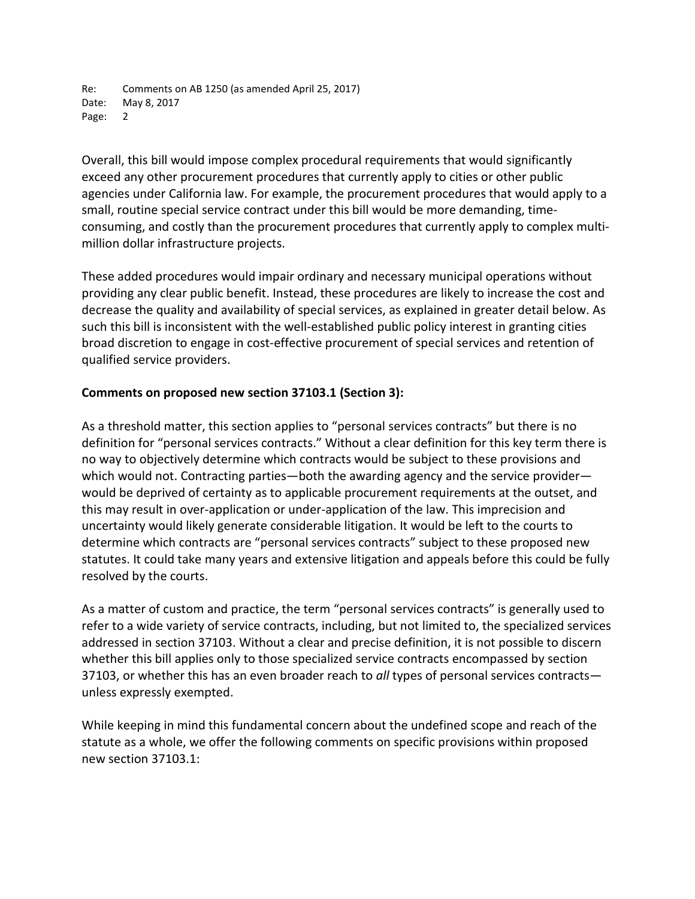Overall, this bill would impose complex procedural requirements that would significantly exceed any other procurement procedures that currently apply to cities or other public agencies under California law. For example, the procurement procedures that would apply to a small, routine special service contract under this bill would be more demanding, time-consuming, and costly than the procurement procedures that currently apply to complex multi-million dollar infrastructure projects.

These added procedures would impair ordinary and necessary municipal operations without providing any clear public benefit. Instead, these procedures are likely to increase the cost and decrease the quality and availability of special services, as explained in greater detail below. As such this bill is inconsistent with the well-established public policy interest in granting cities broad discretion to engage in cost-effective procurement of special services and retention of qualified service providers.

**Comments on proposed new section 37103.1 (Section 3):**

As a threshold matter, this section applies to "personal services contracts" but there is no definition for "personal services contracts." Without a clear definition for this key term there is no way to objectively determine which contracts would be subject to these provisions and which would not. Contracting parties—both the awarding agency and the service provider—would be deprived of certainty as to applicable procurement requirements at the outset, and this may result in over-application or under-application of the law. This imprecision and uncertainty would likely generate considerable litigation. It would be left to the courts to determine which contracts are "personal services contracts" subject to these proposed new statutes. It could take many years and extensive litigation and appeals before this could be fully resolved by the courts.

As a matter of custom and practice, the term "personal services contracts" is generally used to refer to a wide variety of service contracts, including, but not limited to, the specialized services addressed in section 37103. Without a clear and precise definition, it is not possible to discern whether this bill applies only to those specialized service contracts encompassed by section 37103, or whether this has an even broader reach to *all* types of personal services contracts—unless expressly exempted.

While keeping in mind this fundamental concern about the undefined scope and reach of the statute as a whole, we offer the following comments on specific provisions within proposed new section 37103.1: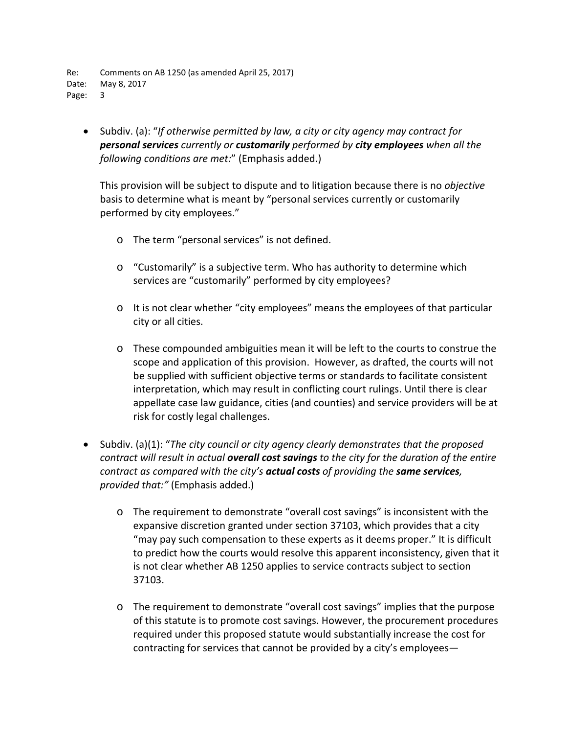- Subdiv. (a): "*If otherwise permitted by law, a city or city agency may contract for **personal services** currently or **customarily** performed by **city employees** when all the following conditions are met:*" (Emphasis added.)

  This provision will be subject to dispute and to litigation because there is no *objective* basis to determine what is meant by "personal services currently or customarily performed by city employees."

  - The term "personal services" is not defined.
  - "Customarily" is a subjective term. Who has authority to determine which services are "customarily" performed by city employees?
  - It is not clear whether "city employees" means the employees of that particular city or all cities.
  - These compounded ambiguities mean it will be left to the courts to construe the scope and application of this provision. However, as drafted, the courts will not be supplied with sufficient objective terms or standards to facilitate consistent interpretation, which may result in conflicting court rulings. Until there is clear appellate case law guidance, cities (and counties) and service providers will be at risk for costly legal challenges.

- Subdiv. (a)(1): "*The city council or city agency clearly demonstrates that the proposed contract will result in actual **overall cost savings** to the city for the duration of the entire contract as compared with the city's **actual costs** of providing the **same services**, provided that:*" (Emphasis added.)

  - The requirement to demonstrate "overall cost savings" is inconsistent with the expansive discretion granted under section 37103, which provides that a city "may pay such compensation to these experts as it deems proper." It is difficult to predict how the courts would resolve this apparent inconsistency, given that it is not clear whether AB 1250 applies to service contracts subject to section 37103.
  - The requirement to demonstrate "overall cost savings" implies that the purpose of this statute is to promote cost savings. However, the procurement procedures required under this proposed statute would substantially increase the cost for contracting for services that cannot be provided by a city's employees—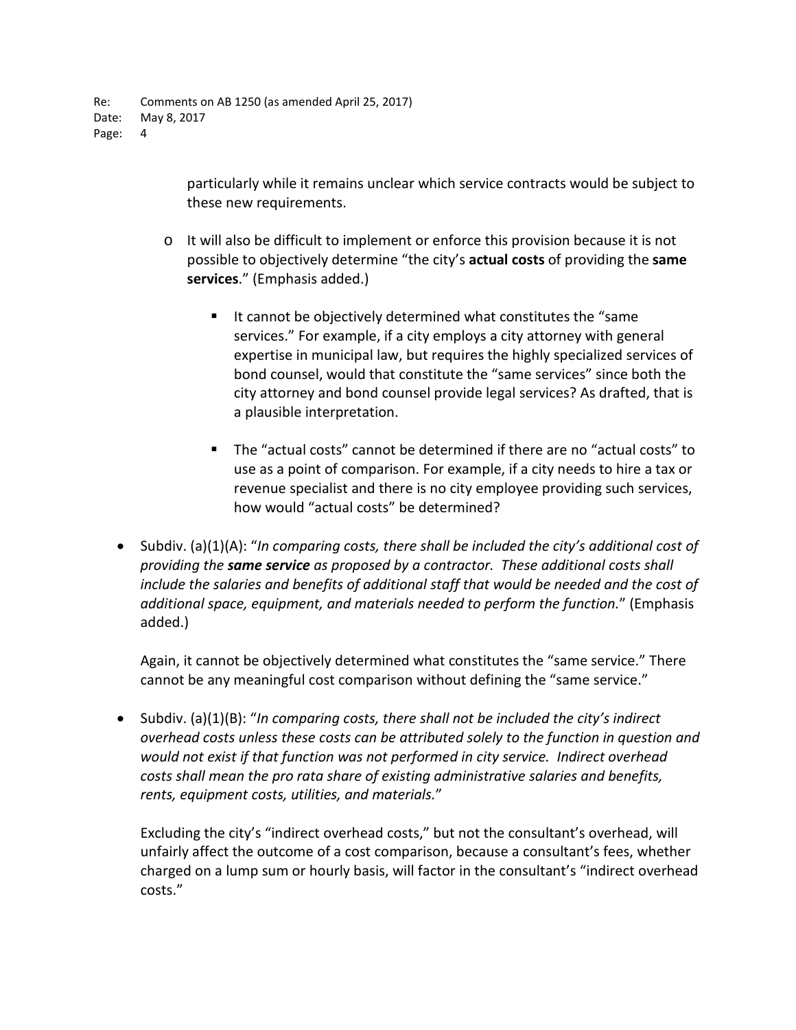particularly while it remains unclear which service contracts would be subject to these new requirements.

  - It will also be difficult to implement or enforce this provision because it is not possible to objectively determine "the city's **actual costs** of providing the **same services**." (Emphasis added.)

    - It cannot be objectively determined what constitutes the "same services." For example, if a city employs a city attorney with general expertise in municipal law, but requires the highly specialized services of bond counsel, would that constitute the "same services" since both the city attorney and bond counsel provide legal services? As drafted, that is a plausible interpretation.

    - The "actual costs" cannot be determined if there are no "actual costs" to use as a point of comparison. For example, if a city needs to hire a tax or revenue specialist and there is no city employee providing such services, how would "actual costs" be determined?

- Subdiv. (a)(1)(A): "*In comparing costs, there shall be included the city's additional cost of providing the **same service** as proposed by a contractor. These additional costs shall include the salaries and benefits of additional staff that would be needed and the cost of additional space, equipment, and materials needed to perform the function.*" (Emphasis added.)

  Again, it cannot be objectively determined what constitutes the "same service." There cannot be any meaningful cost comparison without defining the "same service."

- Subdiv. (a)(1)(B): "*In comparing costs, there shall not be included the city's indirect overhead costs unless these costs can be attributed solely to the function in question and would not exist if that function was not performed in city service. Indirect overhead costs shall mean the pro rata share of existing administrative salaries and benefits, rents, equipment costs, utilities, and materials.*"

  Excluding the city's "indirect overhead costs," but not the consultant's overhead, will unfairly affect the outcome of a cost comparison, because a consultant's fees, whether charged on a lump sum or hourly basis, will factor in the consultant's "indirect overhead costs."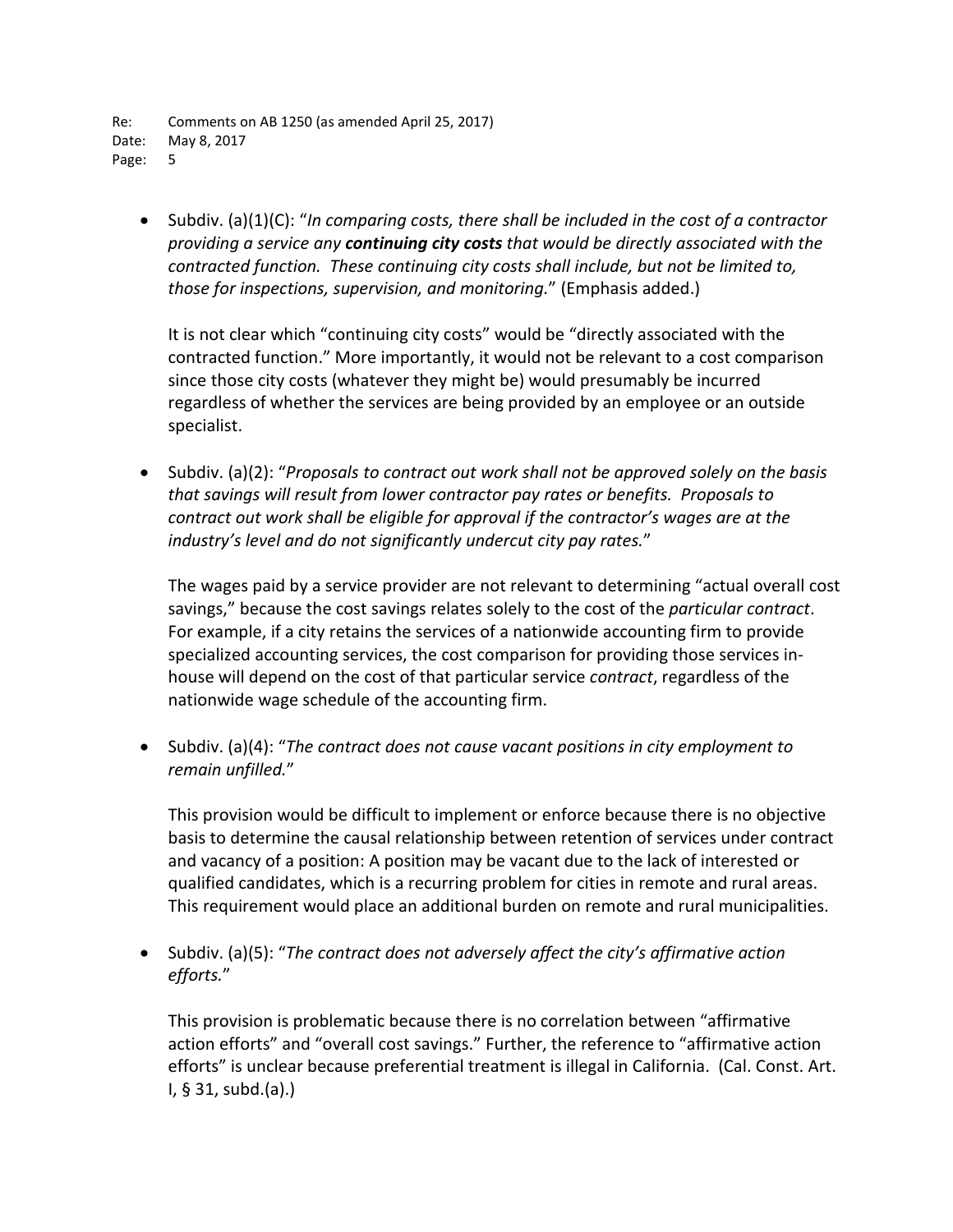- Subdiv. (a)(1)(C): "*In comparing costs, there shall be included in the cost of a contractor providing a service any **continuing city costs** that would be directly associated with the contracted function. These continuing city costs shall include, but not be limited to, those for inspections, supervision, and monitoring.*" (Emphasis added.)

  It is not clear which "continuing city costs" would be "directly associated with the contracted function." More importantly, it would not be relevant to a cost comparison since those city costs (whatever they might be) would presumably be incurred regardless of whether the services are being provided by an employee or an outside specialist.

- Subdiv. (a)(2): "*Proposals to contract out work shall not be approved solely on the basis that savings will result from lower contractor pay rates or benefits. Proposals to contract out work shall be eligible for approval if the contractor's wages are at the industry's level and do not significantly undercut city pay rates.*"

  The wages paid by a service provider are not relevant to determining "actual overall cost savings," because the cost savings relates solely to the cost of the *particular contract*. For example, if a city retains the services of a nationwide accounting firm to provide specialized accounting services, the cost comparison for providing those services in-house will depend on the cost of that particular service *contract*, regardless of the nationwide wage schedule of the accounting firm.

- Subdiv. (a)(4): "*The contract does not cause vacant positions in city employment to remain unfilled.*"

  This provision would be difficult to implement or enforce because there is no objective basis to determine the causal relationship between retention of services under contract and vacancy of a position: A position may be vacant due to the lack of interested or qualified candidates, which is a recurring problem for cities in remote and rural areas. This requirement would place an additional burden on remote and rural municipalities.

- Subdiv. (a)(5): "*The contract does not adversely affect the city's affirmative action efforts.*"

  This provision is problematic because there is no correlation between "affirmative action efforts" and "overall cost savings." Further, the reference to "affirmative action efforts" is unclear because preferential treatment is illegal in California. (Cal. Const. Art. I, § 31, subd.(a).)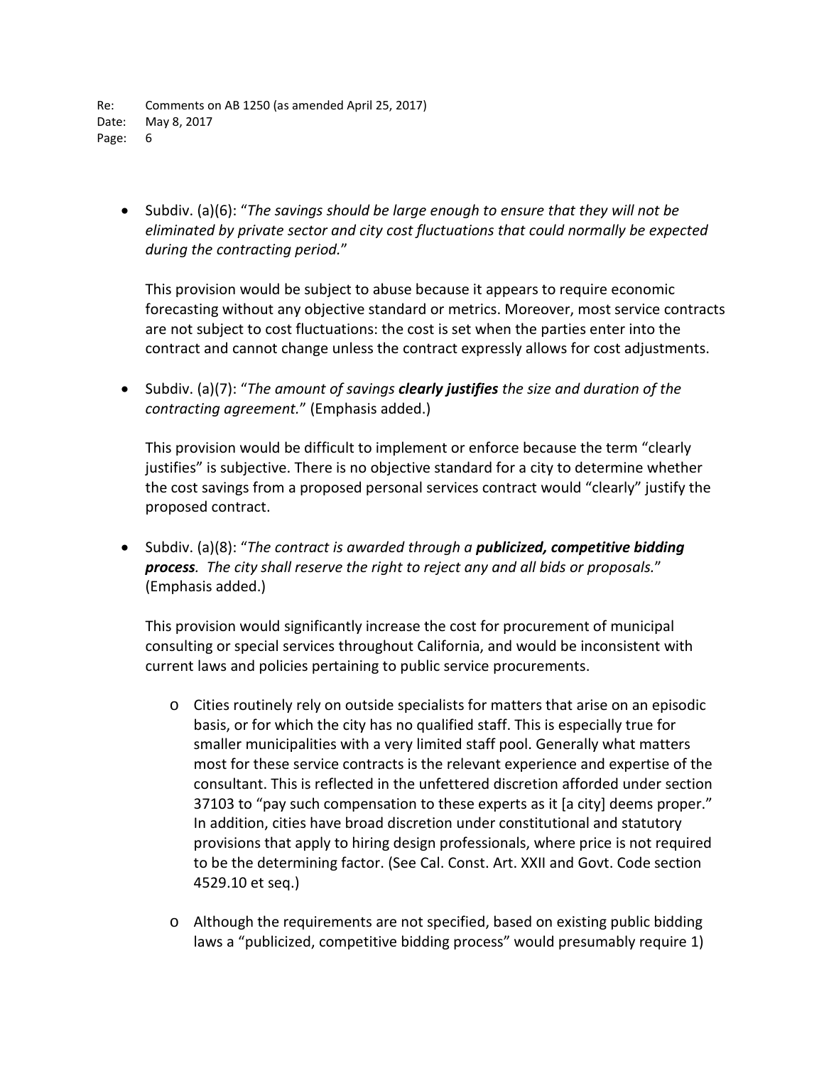- Subdiv. (a)(6): "*The savings should be large enough to ensure that they will not be eliminated by private sector and city cost fluctuations that could normally be expected during the contracting period.*"

  This provision would be subject to abuse because it appears to require economic forecasting without any objective standard or metrics. Moreover, most service contracts are not subject to cost fluctuations: the cost is set when the parties enter into the contract and cannot change unless the contract expressly allows for cost adjustments.

- Subdiv. (a)(7): "*The amount of savings **clearly justifies** the size and duration of the contracting agreement.*" (Emphasis added.)

  This provision would be difficult to implement or enforce because the term "clearly justifies" is subjective. There is no objective standard for a city to determine whether the cost savings from a proposed personal services contract would "clearly" justify the proposed contract.

- Subdiv. (a)(8): "*The contract is awarded through a **publicized, competitive bidding process**. The city shall reserve the right to reject any and all bids or proposals.*" (Emphasis added.)

  This provision would significantly increase the cost for procurement of municipal consulting or special services throughout California, and would be inconsistent with current laws and policies pertaining to public service procurements.

  - Cities routinely rely on outside specialists for matters that arise on an episodic basis, or for which the city has no qualified staff. This is especially true for smaller municipalities with a very limited staff pool. Generally what matters most for these service contracts is the relevant experience and expertise of the consultant. This is reflected in the unfettered discretion afforded under section 37103 to "pay such compensation to these experts as it [a city] deems proper." In addition, cities have broad discretion under constitutional and statutory provisions that apply to hiring design professionals, where price is not required to be the determining factor. (See Cal. Const. Art. XXII and Govt. Code section 4529.10 et seq.)

  - Although the requirements are not specified, based on existing public bidding laws a "publicized, competitive bidding process" would presumably require 1)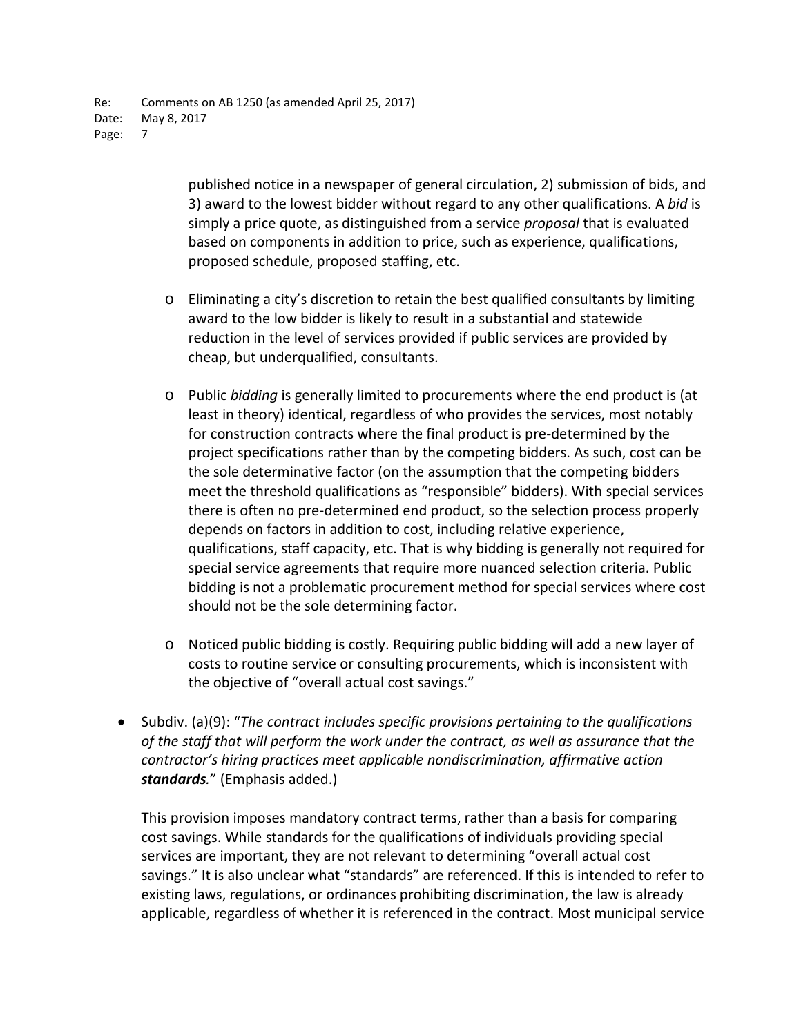published notice in a newspaper of general circulation, 2) submission of bids, and 3) award to the lowest bidder without regard to any other qualifications. A *bid* is simply a price quote, as distinguished from a service *proposal* that is evaluated based on components in addition to price, such as experience, qualifications, proposed schedule, proposed staffing, etc.

  - Eliminating a city's discretion to retain the best qualified consultants by limiting award to the low bidder is likely to result in a substantial and statewide reduction in the level of services provided if public services are provided by cheap, but underqualified, consultants.

  - Public *bidding* is generally limited to procurements where the end product is (at least in theory) identical, regardless of who provides the services, most notably for construction contracts where the final product is pre-determined by the project specifications rather than by the competing bidders. As such, cost can be the sole determinative factor (on the assumption that the competing bidders meet the threshold qualifications as "responsible" bidders). With special services there is often no pre-determined end product, so the selection process properly depends on factors in addition to cost, including relative experience, qualifications, staff capacity, etc. That is why bidding is generally not required for special service agreements that require more nuanced selection criteria. Public bidding is not a problematic procurement method for special services where cost should not be the sole determining factor.

  - Noticed public bidding is costly. Requiring public bidding will add a new layer of costs to routine service or consulting procurements, which is inconsistent with the objective of "overall actual cost savings."

- Subdiv. (a)(9): "*The contract includes specific provisions pertaining to the qualifications of the staff that will perform the work under the contract, as well as assurance that the contractor's hiring practices meet applicable nondiscrimination, affirmative action **standards**.*" (Emphasis added.)

  This provision imposes mandatory contract terms, rather than a basis for comparing cost savings. While standards for the qualifications of individuals providing special services are important, they are not relevant to determining "overall actual cost savings." It is also unclear what "standards" are referenced. If this is intended to refer to existing laws, regulations, or ordinances prohibiting discrimination, the law is already applicable, regardless of whether it is referenced in the contract. Most municipal service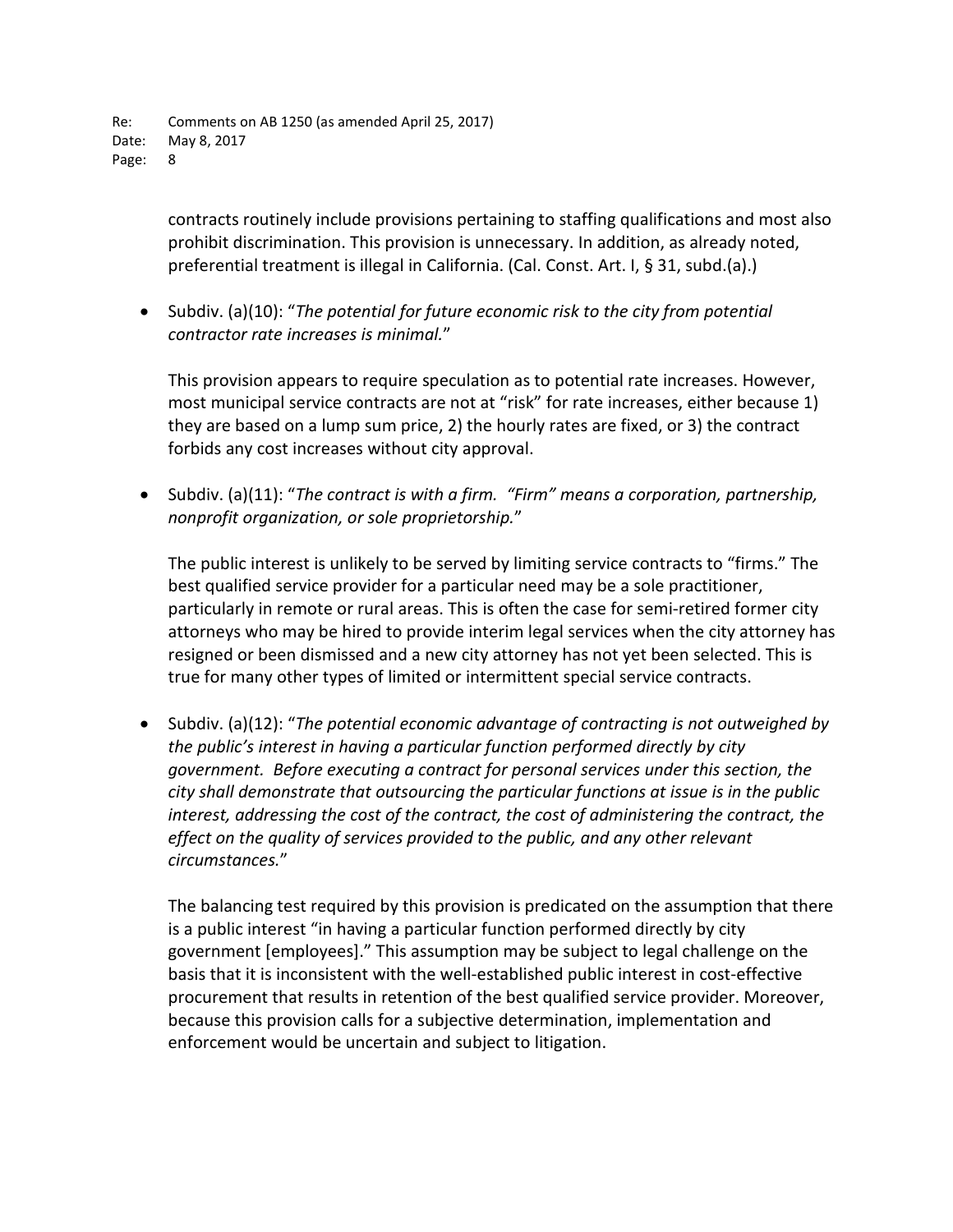contracts routinely include provisions pertaining to staffing qualifications and most also prohibit discrimination. This provision is unnecessary. In addition, as already noted, preferential treatment is illegal in California. (Cal. Const. Art. I, § 31, subd.(a).)

- Subdiv. (a)(10): "*The potential for future economic risk to the city from potential contractor rate increases is minimal.*"

  This provision appears to require speculation as to potential rate increases. However, most municipal service contracts are not at "risk" for rate increases, either because 1) they are based on a lump sum price, 2) the hourly rates are fixed, or 3) the contract forbids any cost increases without city approval.

- Subdiv. (a)(11): "*The contract is with a firm. "Firm" means a corporation, partnership, nonprofit organization, or sole proprietorship.*"

  The public interest is unlikely to be served by limiting service contracts to "firms." The best qualified service provider for a particular need may be a sole practitioner, particularly in remote or rural areas. This is often the case for semi-retired former city attorneys who may be hired to provide interim legal services when the city attorney has resigned or been dismissed and a new city attorney has not yet been selected. This is true for many other types of limited or intermittent special service contracts.

- Subdiv. (a)(12): "*The potential economic advantage of contracting is not outweighed by the public's interest in having a particular function performed directly by city government. Before executing a contract for personal services under this section, the city shall demonstrate that outsourcing the particular functions at issue is in the public interest, addressing the cost of the contract, the cost of administering the contract, the effect on the quality of services provided to the public, and any other relevant circumstances.*"

  The balancing test required by this provision is predicated on the assumption that there is a public interest "in having a particular function performed directly by city government [employees]." This assumption may be subject to legal challenge on the basis that it is inconsistent with the well-established public interest in cost-effective procurement that results in retention of the best qualified service provider. Moreover, because this provision calls for a subjective determination, implementation and enforcement would be uncertain and subject to litigation.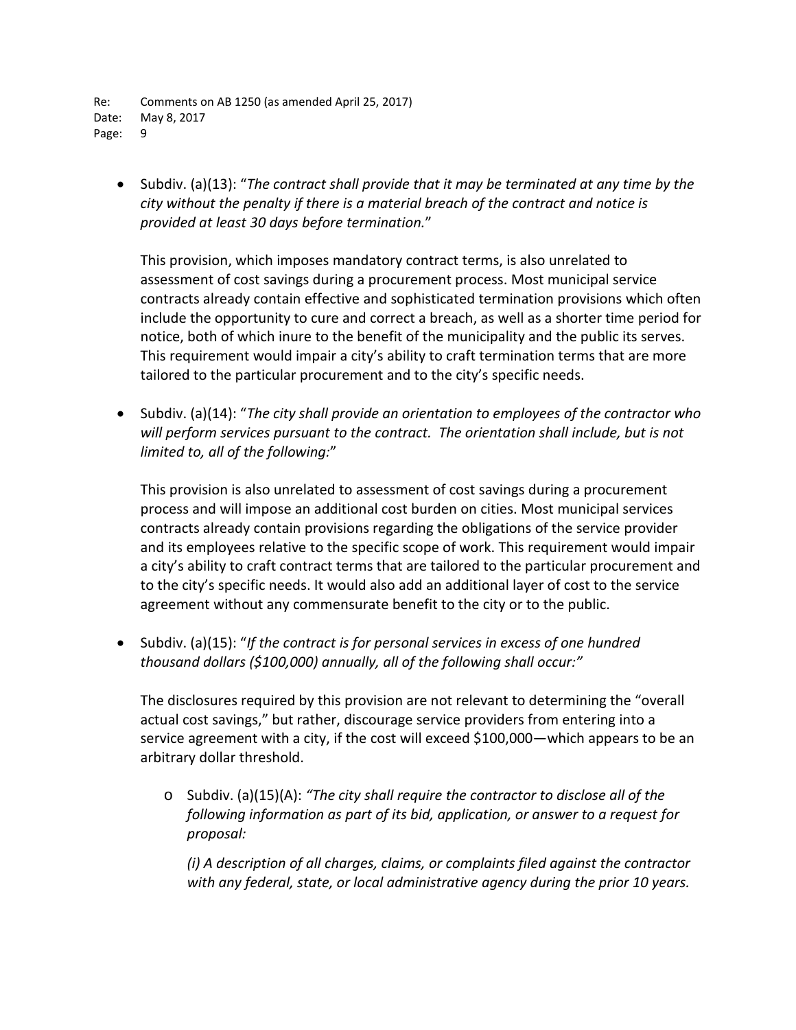- Subdiv. (a)(13): "*The contract shall provide that it may be terminated at any time by the city without the penalty if there is a material breach of the contract and notice is provided at least 30 days before termination.*"

  This provision, which imposes mandatory contract terms, is also unrelated to assessment of cost savings during a procurement process. Most municipal service contracts already contain effective and sophisticated termination provisions which often include the opportunity to cure and correct a breach, as well as a shorter time period for notice, both of which inure to the benefit of the municipality and the public its serves. This requirement would impair a city's ability to craft termination terms that are more tailored to the particular procurement and to the city's specific needs.

- Subdiv. (a)(14): "*The city shall provide an orientation to employees of the contractor who will perform services pursuant to the contract. The orientation shall include, but is not limited to, all of the following:*"

  This provision is also unrelated to assessment of cost savings during a procurement process and will impose an additional cost burden on cities. Most municipal services contracts already contain provisions regarding the obligations of the service provider and its employees relative to the specific scope of work. This requirement would impair a city's ability to craft contract terms that are tailored to the particular procurement and to the city's specific needs. It would also add an additional layer of cost to the service agreement without any commensurate benefit to the city or to the public.

- Subdiv. (a)(15): "*If the contract is for personal services in excess of one hundred thousand dollars ($100,000) annually, all of the following shall occur:"*

  The disclosures required by this provision are not relevant to determining the "overall actual cost savings," but rather, discourage service providers from entering into a service agreement with a city, if the cost will exceed $100,000—which appears to be an arbitrary dollar threshold.

  - Subdiv. (a)(15)(A): *"The city shall require the contractor to disclose all of the following information as part of its bid, application, or answer to a request for proposal:*

    *(i) A description of all charges, claims, or complaints filed against the contractor with any federal, state, or local administrative agency during the prior 10 years.*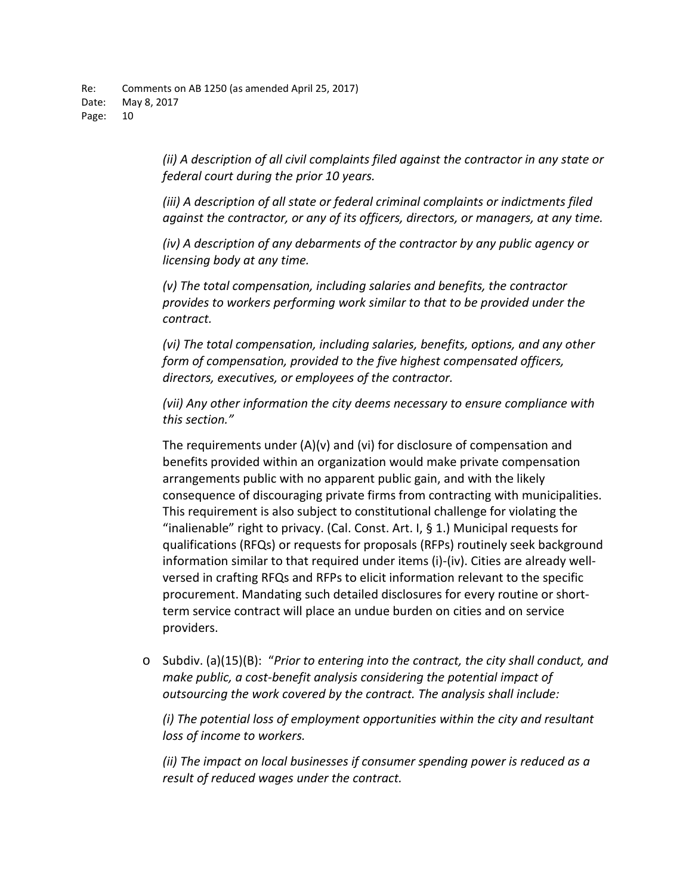*(ii) A description of all civil complaints filed against the contractor in any state or federal court during the prior 10 years.*

*(iii) A description of all state or federal criminal complaints or indictments filed against the contractor, or any of its officers, directors, or managers, at any time.*

*(iv) A description of any debarments of the contractor by any public agency or licensing body at any time.*

*(v) The total compensation, including salaries and benefits, the contractor provides to workers performing work similar to that to be provided under the contract.*

*(vi) The total compensation, including salaries, benefits, options, and any other form of compensation, provided to the five highest compensated officers, directors, executives, or employees of the contractor.*

*(vii) Any other information the city deems necessary to ensure compliance with this section."*

The requirements under (A)(v) and (vi) for disclosure of compensation and benefits provided within an organization would make private compensation arrangements public with no apparent public gain, and with the likely consequence of discouraging private firms from contracting with municipalities. This requirement is also subject to constitutional challenge for violating the "inalienable" right to privacy. (Cal. Const. Art. I, § 1.) Municipal requests for qualifications (RFQs) or requests for proposals (RFPs) routinely seek background information similar to that required under items (i)-(iv). Cities are already well-versed in crafting RFQs and RFPs to elicit information relevant to the specific procurement. Mandating such detailed disclosures for every routine or short-term service contract will place an undue burden on cities and on service providers.

- Subdiv. (a)(15)(B): "*Prior to entering into the contract, the city shall conduct, and make public, a cost-benefit analysis considering the potential impact of outsourcing the work covered by the contract. The analysis shall include:*

  *(i) The potential loss of employment opportunities within the city and resultant loss of income to workers.*

  *(ii) The impact on local businesses if consumer spending power is reduced as a result of reduced wages under the contract.*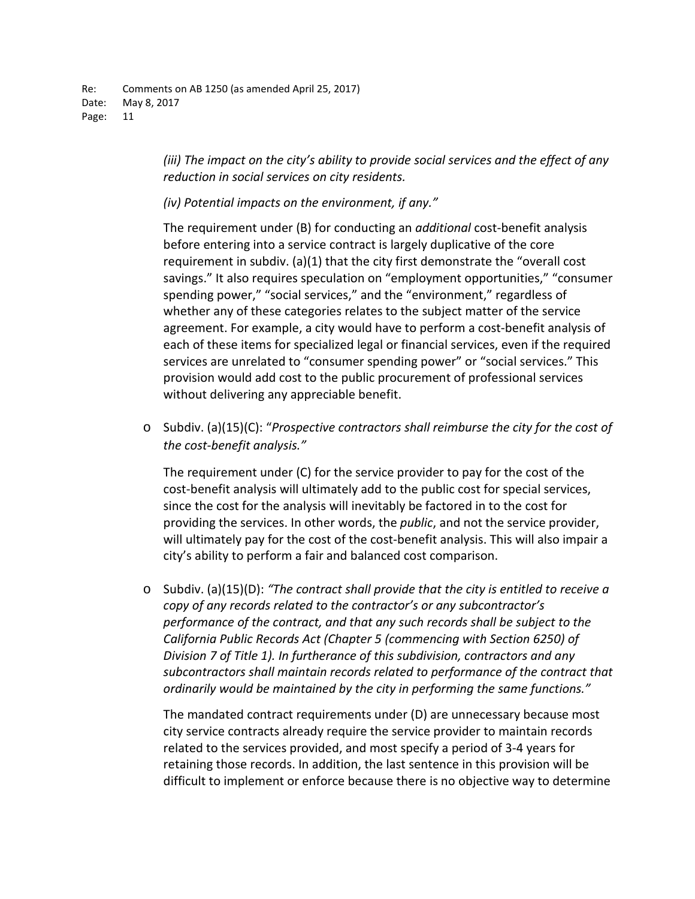*(iii) The impact on the city's ability to provide social services and the effect of any reduction in social services on city residents.*

*(iv) Potential impacts on the environment, if any."*

The requirement under (B) for conducting an *additional* cost-benefit analysis before entering into a service contract is largely duplicative of the core requirement in subdiv. (a)(1) that the city first demonstrate the "overall cost savings." It also requires speculation on "employment opportunities," "consumer spending power," "social services," and the "environment," regardless of whether any of these categories relates to the subject matter of the service agreement. For example, a city would have to perform a cost-benefit analysis of each of these items for specialized legal or financial services, even if the required services are unrelated to "consumer spending power" or "social services." This provision would add cost to the public procurement of professional services without delivering any appreciable benefit.

- Subdiv. (a)(15)(C): "*Prospective contractors shall reimburse the city for the cost of the cost-benefit analysis."*

  The requirement under (C) for the service provider to pay for the cost of the cost-benefit analysis will ultimately add to the public cost for special services, since the cost for the analysis will inevitably be factored in to the cost for providing the services. In other words, the *public*, and not the service provider, will ultimately pay for the cost of the cost-benefit analysis. This will also impair a city's ability to perform a fair and balanced cost comparison.

- Subdiv. (a)(15)(D): *"The contract shall provide that the city is entitled to receive a copy of any records related to the contractor's or any subcontractor's performance of the contract, and that any such records shall be subject to the California Public Records Act (Chapter 5 (commencing with Section 6250) of Division 7 of Title 1). In furtherance of this subdivision, contractors and any subcontractors shall maintain records related to performance of the contract that ordinarily would be maintained by the city in performing the same functions."*

  The mandated contract requirements under (D) are unnecessary because most city service contracts already require the service provider to maintain records related to the services provided, and most specify a period of 3-4 years for retaining those records. In addition, the last sentence in this provision will be difficult to implement or enforce because there is no objective way to determine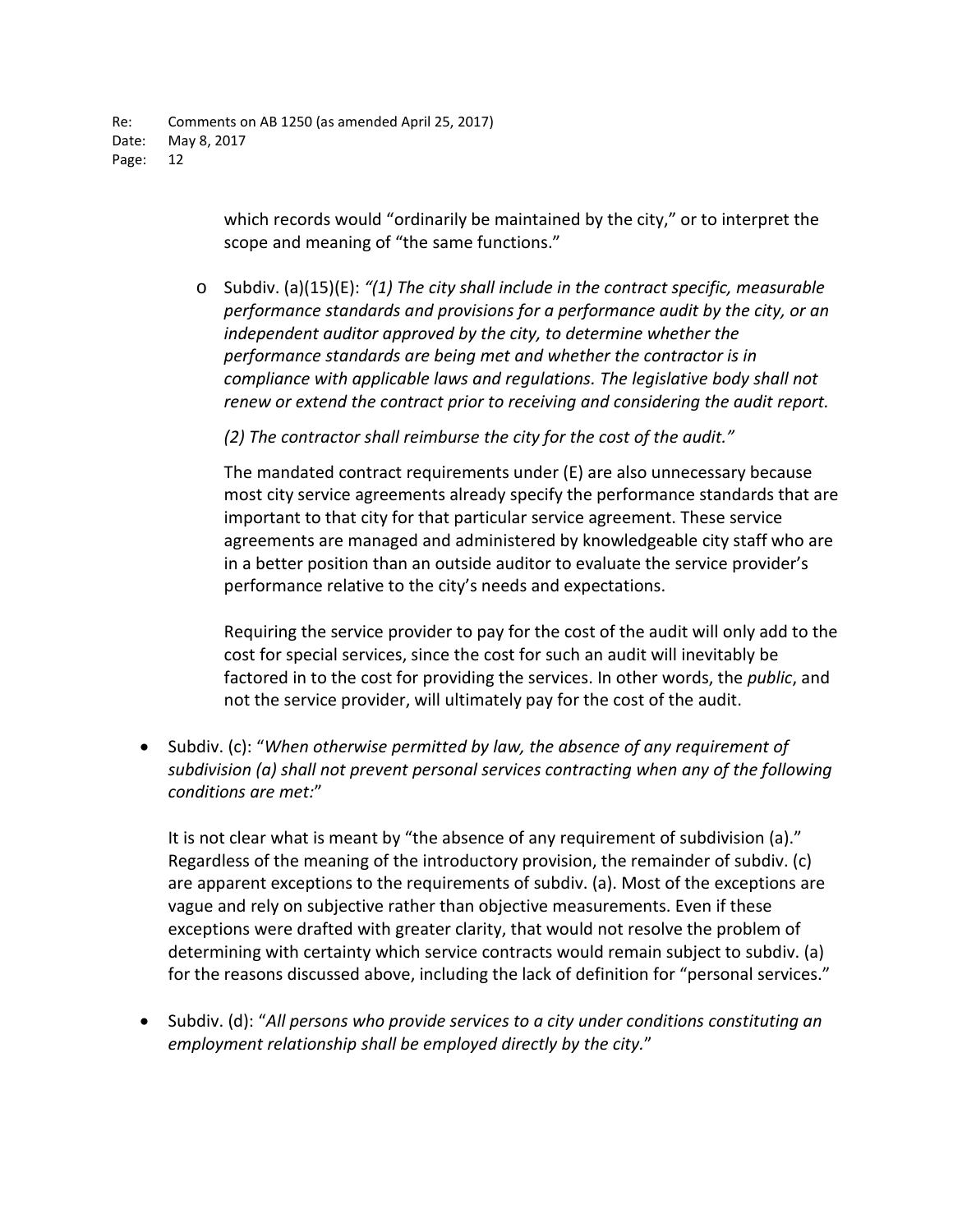which records would "ordinarily be maintained by the city," or to interpret the scope and meaning of "the same functions."

- Subdiv. (a)(15)(E): *"(1) The city shall include in the contract specific, measurable performance standards and provisions for a performance audit by the city, or an independent auditor approved by the city, to determine whether the performance standards are being met and whether the contractor is in compliance with applicable laws and regulations. The legislative body shall not renew or extend the contract prior to receiving and considering the audit report.*

  *(2) The contractor shall reimburse the city for the cost of the audit."*

  The mandated contract requirements under (E) are also unnecessary because most city service agreements already specify the performance standards that are important to that city for that particular service agreement. These service agreements are managed and administered by knowledgeable city staff who are in a better position than an outside auditor to evaluate the service provider's performance relative to the city's needs and expectations.

  Requiring the service provider to pay for the cost of the audit will only add to the cost for special services, since the cost for such an audit will inevitably be factored in to the cost for providing the services. In other words, the *public*, and not the service provider, will ultimately pay for the cost of the audit.

- Subdiv. (c): "*When otherwise permitted by law, the absence of any requirement of subdivision (a) shall not prevent personal services contracting when any of the following conditions are met:*"

  It is not clear what is meant by "the absence of any requirement of subdivision (a)." Regardless of the meaning of the introductory provision, the remainder of subdiv. (c) are apparent exceptions to the requirements of subdiv. (a). Most of the exceptions are vague and rely on subjective rather than objective measurements. Even if these exceptions were drafted with greater clarity, that would not resolve the problem of determining with certainty which service contracts would remain subject to subdiv. (a) for the reasons discussed above, including the lack of definition for "personal services."

- Subdiv. (d): "*All persons who provide services to a city under conditions constituting an employment relationship shall be employed directly by the city.*"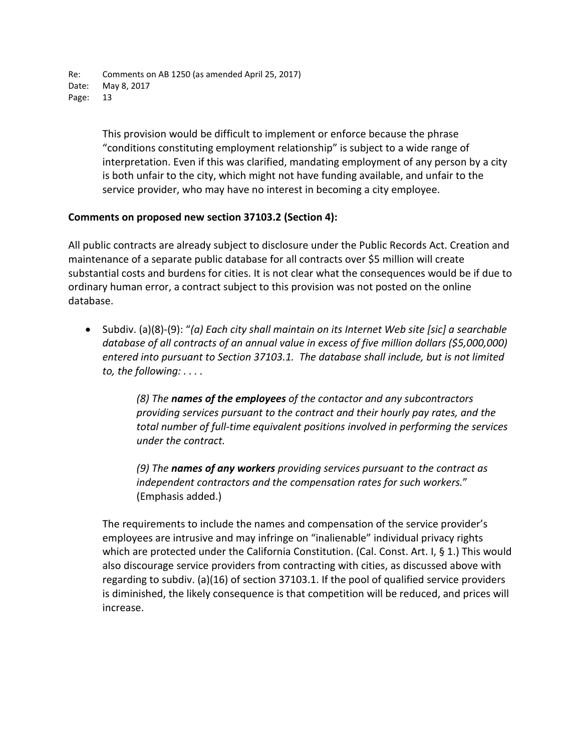This provision would be difficult to implement or enforce because the phrase "conditions constituting employment relationship" is subject to a wide range of interpretation. Even if this was clarified, mandating employment of any person by a city is both unfair to the city, which might not have funding available, and unfair to the service provider, who may have no interest in becoming a city employee.

**Comments on proposed new section 37103.2 (Section 4):**

All public contracts are already subject to disclosure under the Public Records Act. Creation and maintenance of a separate public database for all contracts over $5 million will create substantial costs and burdens for cities. It is not clear what the consequences would be if due to ordinary human error, a contract subject to this provision was not posted on the online database.

- Subdiv. (a)(8)-(9): "*(a) Each city shall maintain on its Internet Web site [sic] a searchable database of all contracts of an annual value in excess of five million dollars ($5,000,000) entered into pursuant to Section 37103.1. The database shall include, but is not limited to, the following: . . . .*

  > *(8) The **names of the employees** of the contactor and any subcontractors providing services pursuant to the contract and their hourly pay rates, and the total number of full-time equivalent positions involved in performing the services under the contract.*
  >
  > *(9) The **names of any workers** providing services pursuant to the contract as independent contractors and the compensation rates for such workers.*" (Emphasis added.)

  The requirements to include the names and compensation of the service provider's employees are intrusive and may infringe on "inalienable" individual privacy rights which are protected under the California Constitution. (Cal. Const. Art. I, § 1.) This would also discourage service providers from contracting with cities, as discussed above with regarding to subdiv. (a)(16) of section 37103.1. If the pool of qualified service providers is diminished, the likely consequence is that competition will be reduced, and prices will increase.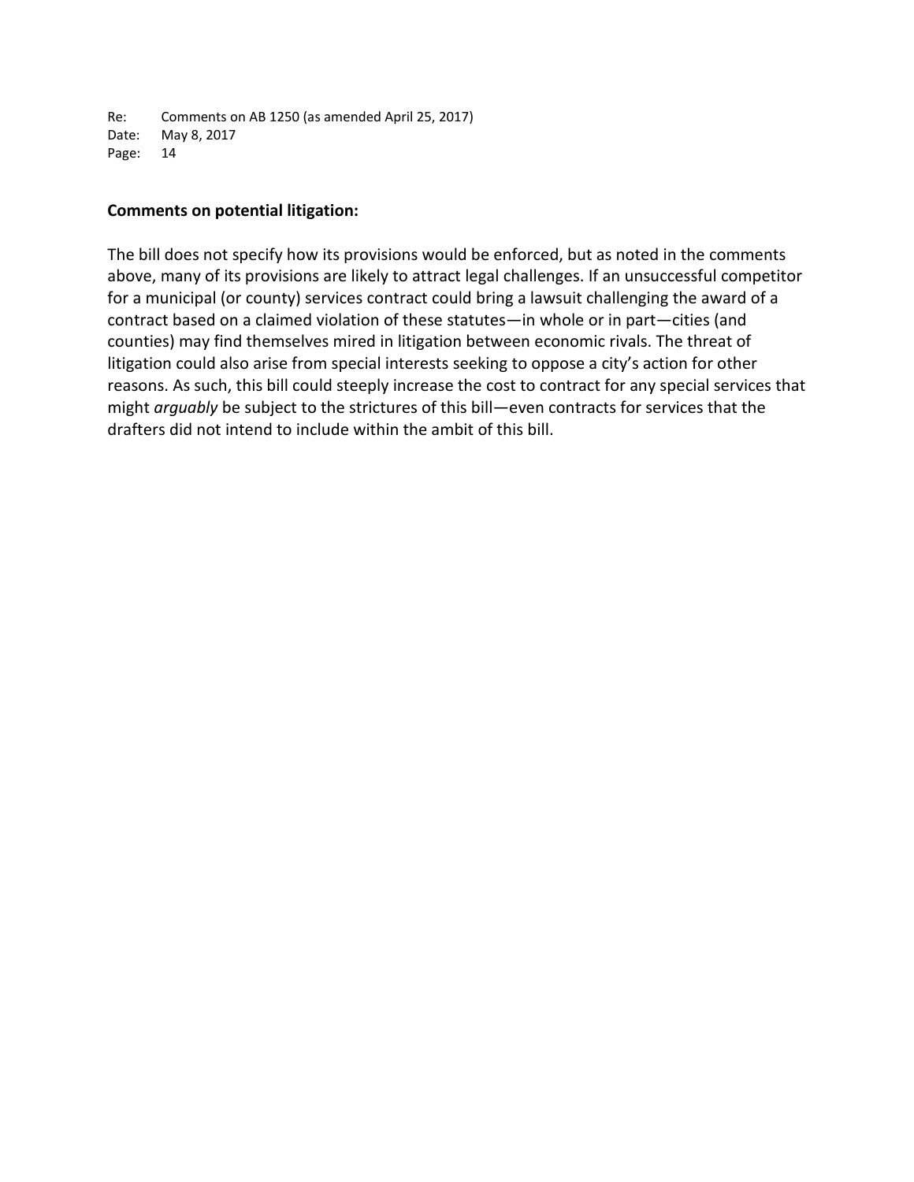**Comments on potential litigation:**

The bill does not specify how its provisions would be enforced, but as noted in the comments above, many of its provisions are likely to attract legal challenges. If an unsuccessful competitor for a municipal (or county) services contract could bring a lawsuit challenging the award of a contract based on a claimed violation of these statutes—in whole or in part—cities (and counties) may find themselves mired in litigation between economic rivals. The threat of litigation could also arise from special interests seeking to oppose a city's action for other reasons. As such, this bill could steeply increase the cost to contract for any special services that might *arguably* be subject to the strictures of this bill—even contracts for services that the drafters did not intend to include within the ambit of this bill.